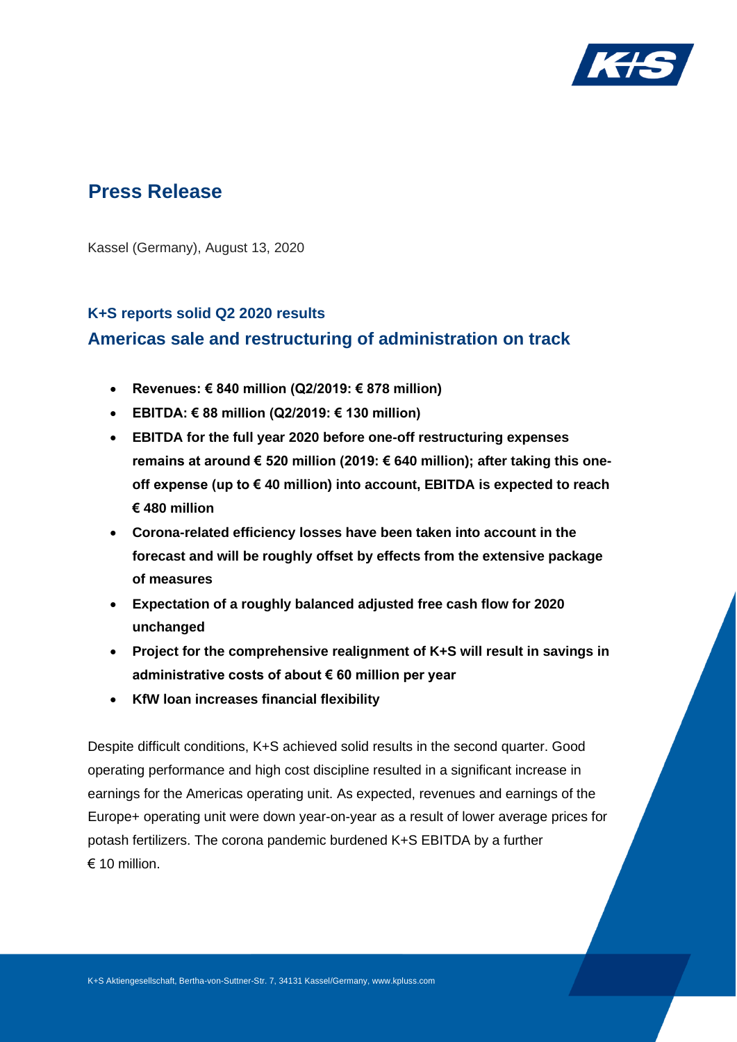# Press Release

Kassel (Germany), August 13, 2020

### K+S reports solid Q2 2020 results

## Americas sale and restructuring of administration on track

- **Revenues: € 840 million (Q2/2019: € 878 million)**
- **EBITDA: € 88 million (Q2/2019: € 130 million)**
- **EBITDA for the full year 2020 before one-off restructuring expenses remains at around € 520 million (2019: € 640 million); after taking this one-off expense (up to € 40 million) into account, EBITDA is expected to reach € 480 million**
- **Corona-related efficiency losses have been taken into account in the forecast and will be roughly offset by effects from the extensive package of measures**
- **Expectation of a roughly balanced adjusted free cash flow for 2020 unchanged**
- **Project for the comprehensive realignment of K+S will result in savings in administrative costs of about € 60 million per year**
- **KfW loan increases financial flexibility**

Despite difficult conditions, K+S achieved solid results in the second quarter. Good operating performance and high cost discipline resulted in a significant increase in earnings for the Americas operating unit. As expected, revenues and earnings of the Europe+ operating unit were down year-on-year as a result of lower average prices for potash fertilizers. The corona pandemic burdened K+S EBITDA by a further € 10 million.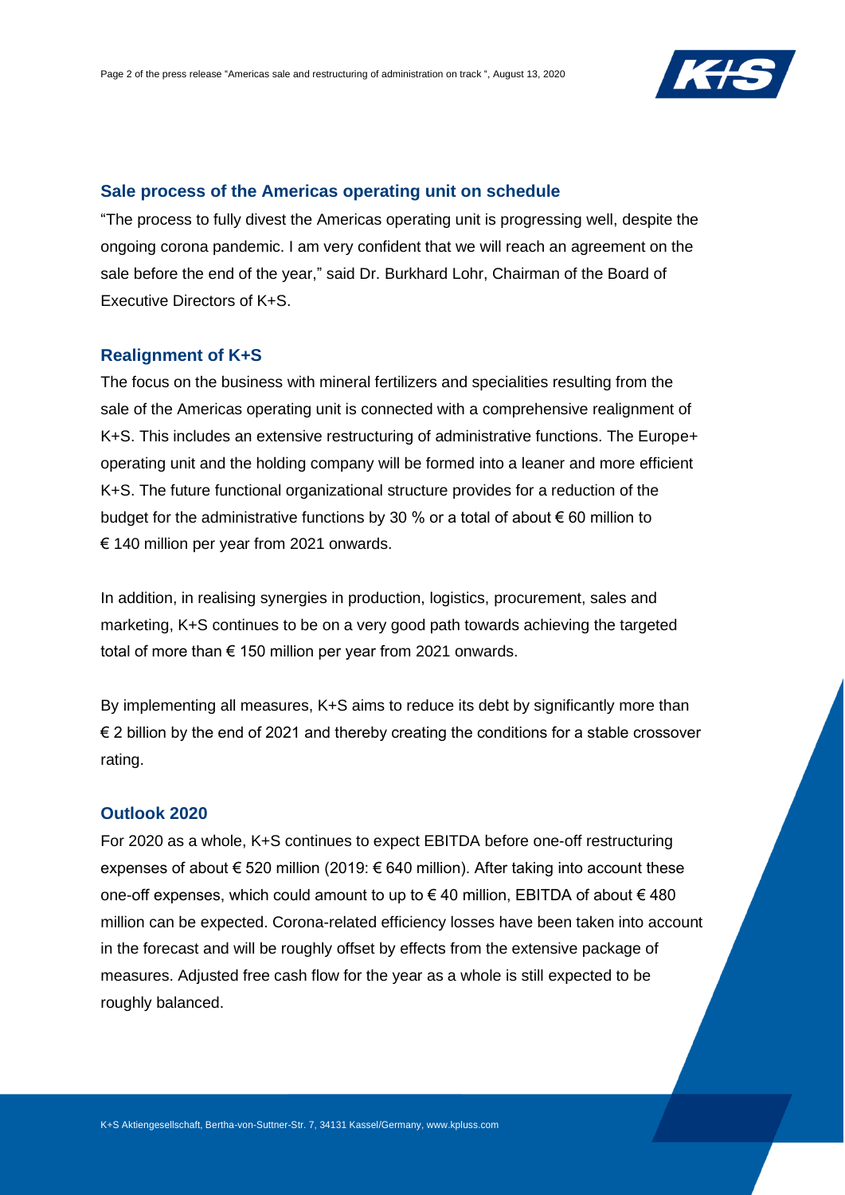## Sale process of the Americas operating unit on schedule

"The process to fully divest the Americas operating unit is progressing well, despite the ongoing corona pandemic. I am very confident that we will reach an agreement on the sale before the end of the year," said Dr. Burkhard Lohr, Chairman of the Board of Executive Directors of K+S.

## Realignment of K+S

The focus on the business with mineral fertilizers and specialities resulting from the sale of the Americas operating unit is connected with a comprehensive realignment of K+S. This includes an extensive restructuring of administrative functions. The Europe+ operating unit and the holding company will be formed into a leaner and more efficient K+S. The future functional organizational structure provides for a reduction of the budget for the administrative functions by 30 % or a total of about € 60 million to € 140 million per year from 2021 onwards.

In addition, in realising synergies in production, logistics, procurement, sales and marketing, K+S continues to be on a very good path towards achieving the targeted total of more than € 150 million per year from 2021 onwards.

By implementing all measures, K+S aims to reduce its debt by significantly more than € 2 billion by the end of 2021 and thereby creating the conditions for a stable crossover rating.

## Outlook 2020

For 2020 as a whole, K+S continues to expect EBITDA before one-off restructuring expenses of about € 520 million (2019: € 640 million). After taking into account these one-off expenses, which could amount to up to € 40 million, EBITDA of about € 480 million can be expected. Corona-related efficiency losses have been taken into account in the forecast and will be roughly offset by effects from the extensive package of measures. Adjusted free cash flow for the year as a whole is still expected to be roughly balanced.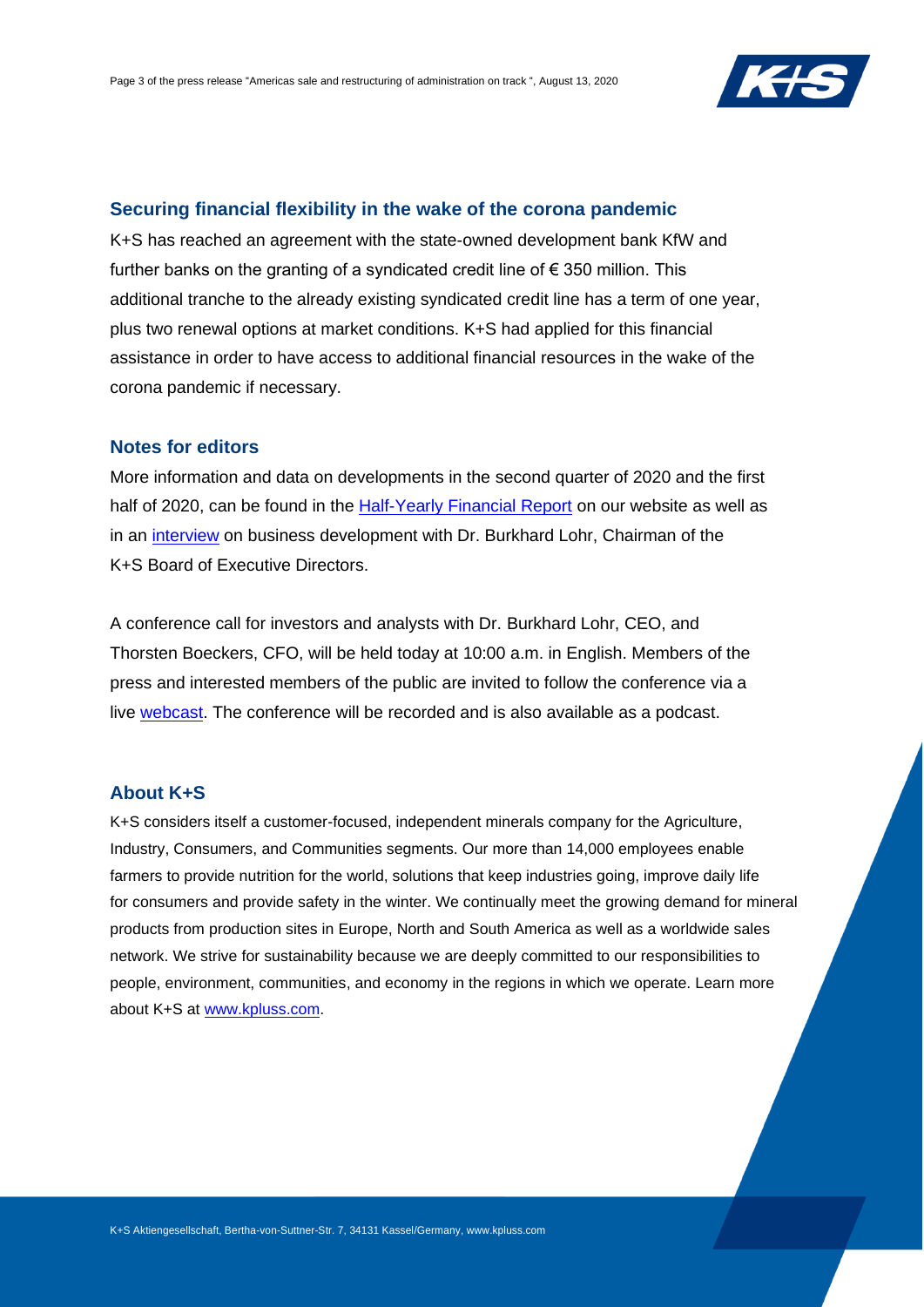## Securing financial flexibility in the wake of the corona pandemic

K+S has reached an agreement with the state-owned development bank KfW and further banks on the granting of a syndicated credit line of € 350 million. This additional tranche to the already existing syndicated credit line has a term of one year, plus two renewal options at market conditions. K+S had applied for this financial assistance in order to have access to additional financial resources in the wake of the corona pandemic if necessary.

## Notes for editors

More information and data on developments in the second quarter of 2020 and the first half of 2020, can be found in the Half-Yearly Financial Report on our website as well as in an interview on business development with Dr. Burkhard Lohr, Chairman of the K+S Board of Executive Directors.

A conference call for investors and analysts with Dr. Burkhard Lohr, CEO, and Thorsten Boeckers, CFO, will be held today at 10:00 a.m. in English. Members of the press and interested members of the public are invited to follow the conference via a live webcast. The conference will be recorded and is also available as a podcast.

## About K+S

K+S considers itself a customer-focused, independent minerals company for the Agriculture, Industry, Consumers, and Communities segments. Our more than 14,000 employees enable farmers to provide nutrition for the world, solutions that keep industries going, improve daily life for consumers and provide safety in the winter. We continually meet the growing demand for mineral products from production sites in Europe, North and South America as well as a worldwide sales network. We strive for sustainability because we are deeply committed to our responsibilities to people, environment, communities, and economy in the regions in which we operate. Learn more about K+S at www.kpluss.com.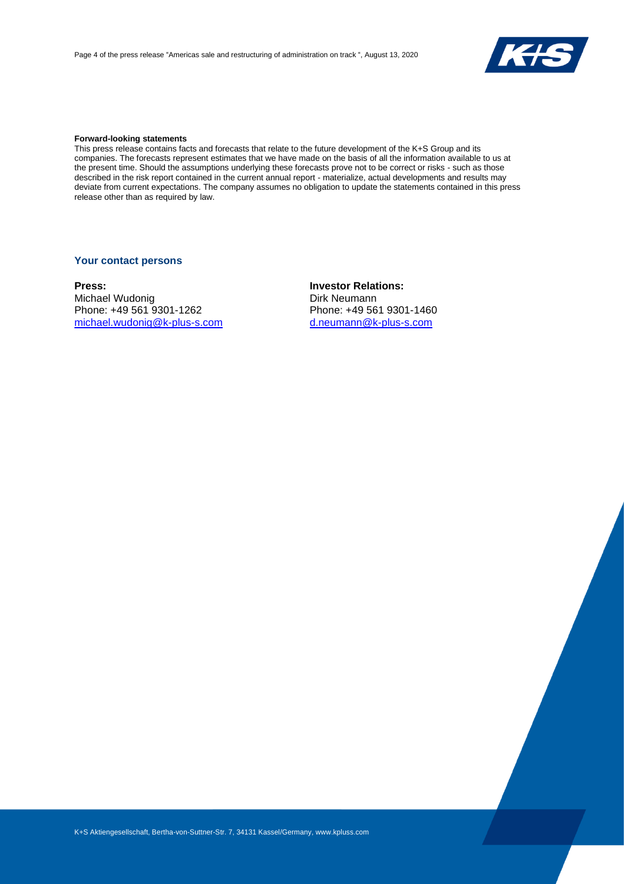**Forward-looking statements**
This press release contains facts and forecasts that relate to the future development of the K+S Group and its companies. The forecasts represent estimates that we have made on the basis of all the information available to us at the present time. Should the assumptions underlying these forecasts prove not to be correct or risks - such as those described in the risk report contained in the current annual report - materialize, actual developments and results may deviate from current expectations. The company assumes no obligation to update the statements contained in this press release other than as required by law.

## Your contact persons

**Press:**
Michael Wudonig
Phone: +49 561 9301-1262
michael.wudonig@k-plus-s.com

**Investor Relations:**
Dirk Neumann
Phone: +49 561 9301-1460
d.neumann@k-plus-s.com

K+S Aktiengesellschaft, Bertha-von-Suttner-Str. 7, 34131 Kassel/Germany, www.kpluss.com